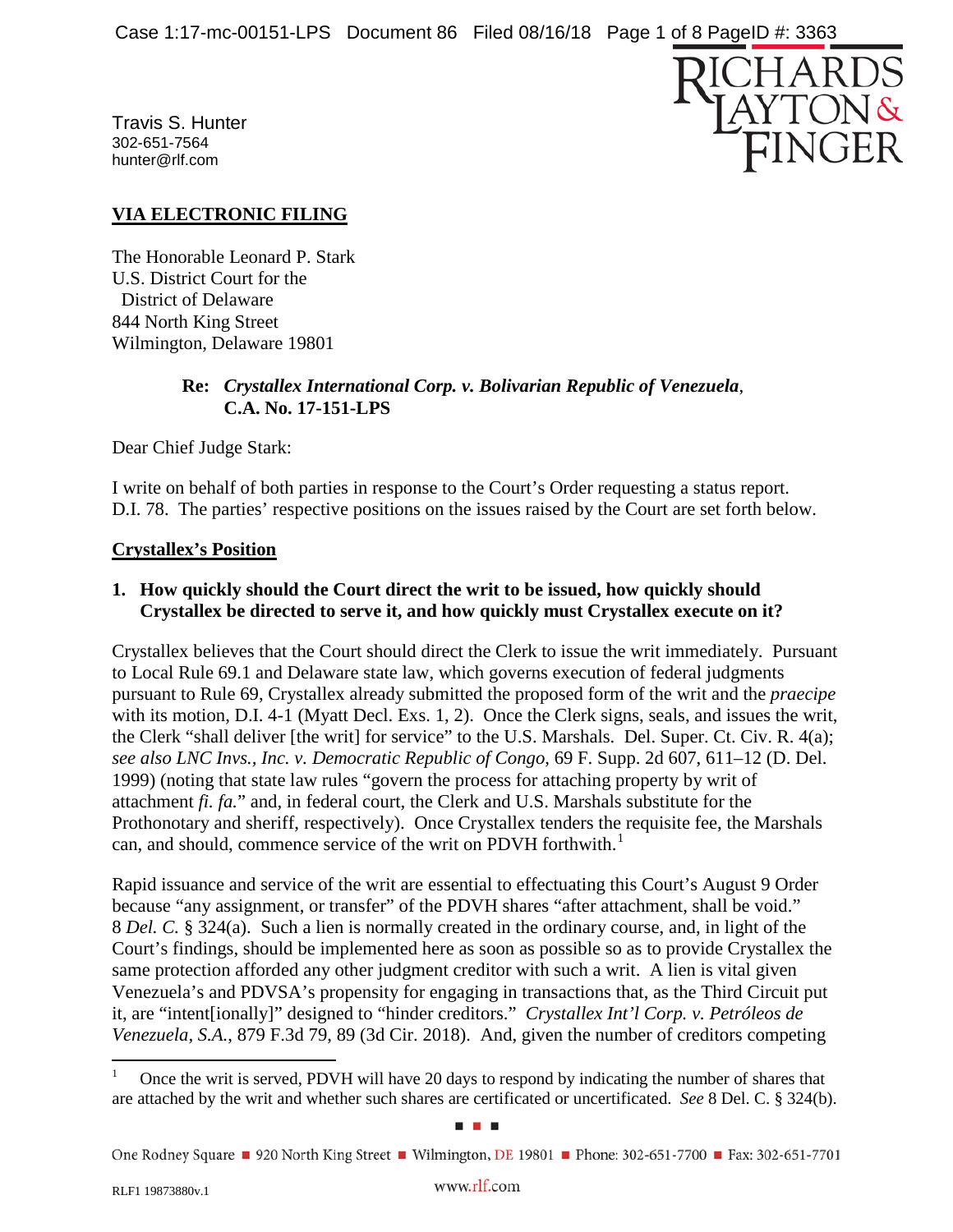Travis S. Hunter
302-651-7564
hunter@rlf.com

**RICHARDS LAYTON & FINGER**

**VIA ELECTRONIC FILING**

The Honorable Leonard P. Stark
U.S. District Court for the
District of Delaware
844 North King Street
Wilmington, Delaware 19801

> **Re: *Crystallex International Corp. v. Bolivarian Republic of Venezuela*, C.A. No. 17-151-LPS**

Dear Chief Judge Stark:

I write on behalf of both parties in response to the Court's Order requesting a status report. D.I. 78. The parties' respective positions on the issues raised by the Court are set forth below.

**Crystallex's Position**

**1. How quickly should the Court direct the writ to be issued, how quickly should Crystallex be directed to serve it, and how quickly must Crystallex execute on it?**

Crystallex believes that the Court should direct the Clerk to issue the writ immediately. Pursuant to Local Rule 69.1 and Delaware state law, which governs execution of federal judgments pursuant to Rule 69, Crystallex already submitted the proposed form of the writ and the *praecipe* with its motion, D.I. 4-1 (Myatt Decl. Exs. 1, 2). Once the Clerk signs, seals, and issues the writ, the Clerk "shall deliver [the writ] for service" to the U.S. Marshals. Del. Super. Ct. Civ. R. 4(a); *see also LNC Invs., Inc. v. Democratic Republic of Congo*, 69 F. Supp. 2d 607, 611–12 (D. Del. 1999) (noting that state law rules "govern the process for attaching property by writ of attachment *fi. fa.*" and, in federal court, the Clerk and U.S. Marshals substitute for the Prothonotary and sheriff, respectively). Once Crystallex tenders the requisite fee, the Marshals can, and should, commence service of the writ on PDVH forthwith.[1]

Rapid issuance and service of the writ are essential to effectuating this Court's August 9 Order because "any assignment, or transfer" of the PDVH shares "after attachment, shall be void." 8 *Del. C.* § 324(a). Such a lien is normally created in the ordinary course, and, in light of the Court's findings, should be implemented here as soon as possible so as to provide Crystallex the same protection afforded any other judgment creditor with such a writ. A lien is vital given Venezuela's and PDVSA's propensity for engaging in transactions that, as the Third Circuit put it, are "intent[ionally]" designed to "hinder creditors." *Crystallex Int'l Corp. v. Petróleos de Venezuela, S.A.*, 879 F.3d 79, 89 (3d Cir. 2018). And, given the number of creditors competing

[1] Once the writ is served, PDVH will have 20 days to respond by indicating the number of shares that are attached by the writ and whether such shares are certificated or uncertificated. *See* 8 Del. C. § 324(b).

One Rodney Square ■ 920 North King Street ■ Wilmington, DE 19801 ■ Phone: 302-651-7700 ■ Fax: 302-651-7701

www.rlf.com

RLF1 19873880v.1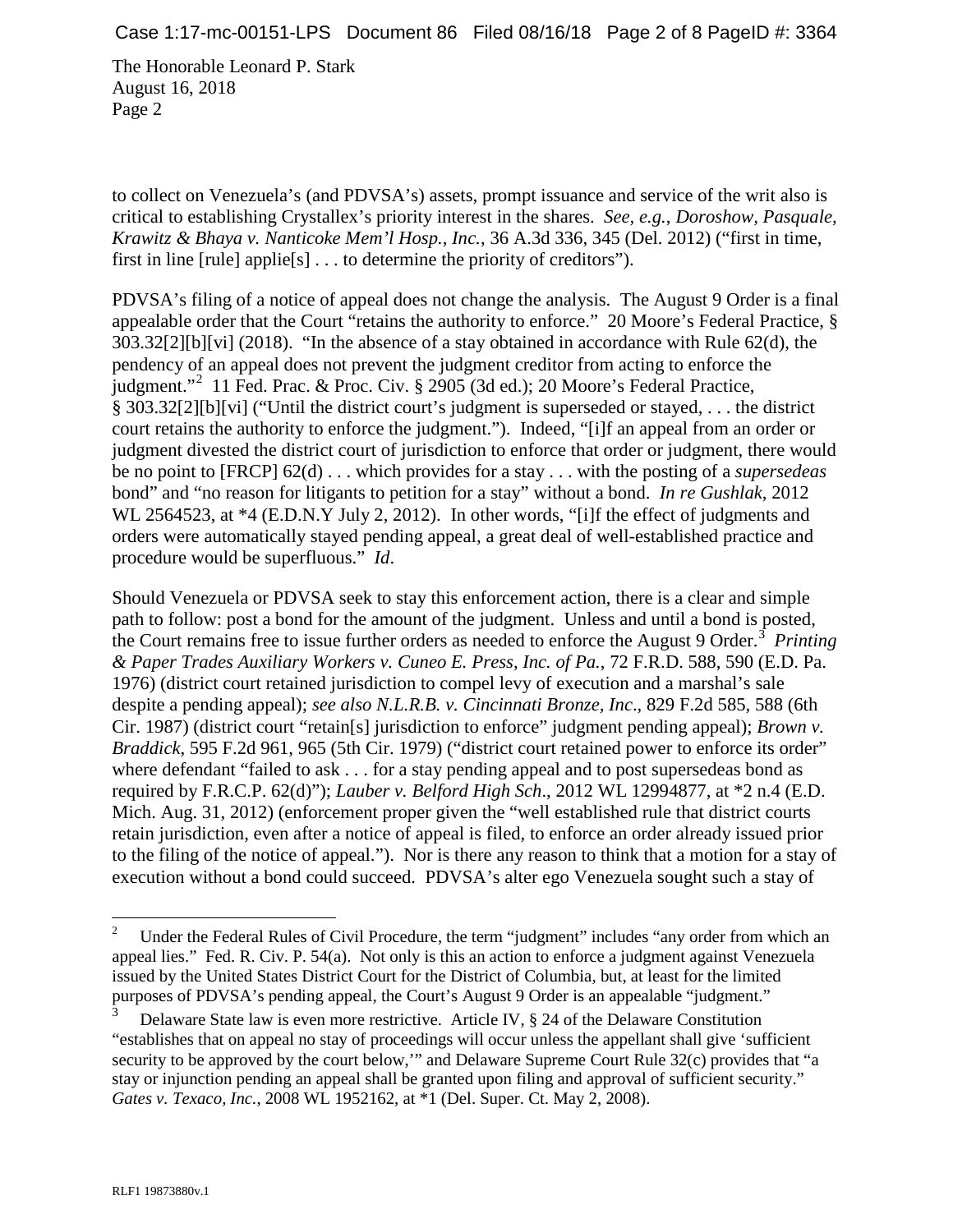to collect on Venezuela's (and PDVSA's) assets, prompt issuance and service of the writ also is critical to establishing Crystallex's priority interest in the shares. *See, e.g.*, *Doroshow, Pasquale, Krawitz & Bhaya v. Nanticoke Mem'l Hosp., Inc.*, 36 A.3d 336, 345 (Del. 2012) ("first in time, first in line [rule] applie[s] . . . to determine the priority of creditors").

PDVSA's filing of a notice of appeal does not change the analysis. The August 9 Order is a final appealable order that the Court "retains the authority to enforce." 20 Moore's Federal Practice, § 303.32[2][b][vi] (2018). "In the absence of a stay obtained in accordance with Rule 62(d), the pendency of an appeal does not prevent the judgment creditor from acting to enforce the judgment."[2] 11 Fed. Prac. & Proc. Civ. § 2905 (3d ed.); 20 Moore's Federal Practice, § 303.32[2][b][vi] ("Until the district court's judgment is superseded or stayed, . . . the district court retains the authority to enforce the judgment."). Indeed, "[i]f an appeal from an order or judgment divested the district court of jurisdiction to enforce that order or judgment, there would be no point to [FRCP] 62(d) . . . which provides for a stay . . . with the posting of a *supersedeas* bond" and "no reason for litigants to petition for a stay" without a bond. *In re Gushlak*, 2012 WL 2564523, at *4 (E.D.N.Y July 2, 2012). In other words, "[i]f the effect of judgments and orders were automatically stayed pending appeal, a great deal of well-established practice and procedure would be superfluous." *Id*.

Should Venezuela or PDVSA seek to stay this enforcement action, there is a clear and simple path to follow: post a bond for the amount of the judgment. Unless and until a bond is posted, the Court remains free to issue further orders as needed to enforce the August 9 Order.[3] *Printing & Paper Trades Auxiliary Workers v. Cuneo E. Press, Inc. of Pa.*, 72 F.R.D. 588, 590 (E.D. Pa. 1976) (district court retained jurisdiction to compel levy of execution and a marshal's sale despite a pending appeal); *see also N.L.R.B. v. Cincinnati Bronze, Inc*., 829 F.2d 585, 588 (6th Cir. 1987) (district court "retain[s] jurisdiction to enforce" judgment pending appeal); *Brown v. Braddick*, 595 F.2d 961, 965 (5th Cir. 1979) ("district court retained power to enforce its order" where defendant "failed to ask . . . for a stay pending appeal and to post supersedeas bond as required by F.R.C.P. 62(d)"); *Lauber v. Belford High Sch*., 2012 WL 12994877, at *2 n.4 (E.D. Mich. Aug. 31, 2012) (enforcement proper given the "well established rule that district courts retain jurisdiction, even after a notice of appeal is filed, to enforce an order already issued prior to the filing of the notice of appeal."). Nor is there any reason to think that a motion for a stay of execution without a bond could succeed. PDVSA's alter ego Venezuela sought such a stay of

---

[2] Under the Federal Rules of Civil Procedure, the term "judgment" includes "any order from which an appeal lies." Fed. R. Civ. P. 54(a). Not only is this an action to enforce a judgment against Venezuela issued by the United States District Court for the District of Columbia, but, at least for the limited purposes of PDVSA's pending appeal, the Court's August 9 Order is an appealable "judgment."

[3] Delaware State law is even more restrictive. Article IV, § 24 of the Delaware Constitution "establishes that on appeal no stay of proceedings will occur unless the appellant shall give 'sufficient security to be approved by the court below,'" and Delaware Supreme Court Rule 32(c) provides that "a stay or injunction pending an appeal shall be granted upon filing and approval of sufficient security." *Gates v. Texaco, Inc.*, 2008 WL 1952162, at *1 (Del. Super. Ct. May 2, 2008).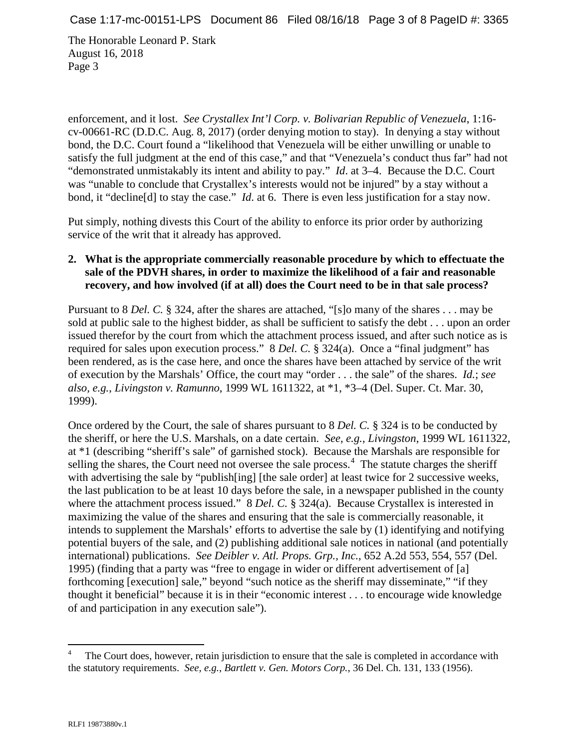enforcement, and it lost. *See Crystallex Int'l Corp. v. Bolivarian Republic of Venezuela*, 1:16-cv-00661-RC (D.D.C. Aug. 8, 2017) (order denying motion to stay). In denying a stay without bond, the D.C. Court found a "likelihood that Venezuela will be either unwilling or unable to satisfy the full judgment at the end of this case," and that "Venezuela's conduct thus far" had not "demonstrated unmistakably its intent and ability to pay." *Id*. at 3–4. Because the D.C. Court was "unable to conclude that Crystallex's interests would not be injured" by a stay without a bond, it "decline[d] to stay the case." *Id*. at 6. There is even less justification for a stay now.

Put simply, nothing divests this Court of the ability to enforce its prior order by authorizing service of the writ that it already has approved.

**2. What is the appropriate commercially reasonable procedure by which to effectuate the sale of the PDVH shares, in order to maximize the likelihood of a fair and reasonable recovery, and how involved (if at all) does the Court need to be in that sale process?**

Pursuant to 8 *Del. C.* § 324, after the shares are attached, "[s]o many of the shares . . . may be sold at public sale to the highest bidder, as shall be sufficient to satisfy the debt . . . upon an order issued therefor by the court from which the attachment process issued, and after such notice as is required for sales upon execution process." 8 *Del. C.* § 324(a). Once a "final judgment" has been rendered, as is the case here, and once the shares have been attached by service of the writ of execution by the Marshals' Office, the court may "order . . . the sale" of the shares. *Id.*; *see also, e.g.*, *Livingston v. Ramunno*, 1999 WL 1611322, at *1, *3–4 (Del. Super. Ct. Mar. 30, 1999).

Once ordered by the Court, the sale of shares pursuant to 8 *Del. C.* § 324 is to be conducted by the sheriff, or here the U.S. Marshals, on a date certain. *See, e.g.*, *Livingston*, 1999 WL 1611322, at *1 (describing "sheriff's sale" of garnished stock). Because the Marshals are responsible for selling the shares, the Court need not oversee the sale process.[4] The statute charges the sheriff with advertising the sale by "publish[ing] [the sale order] at least twice for 2 successive weeks, the last publication to be at least 10 days before the sale, in a newspaper published in the county where the attachment process issued." 8 *Del. C.* § 324(a). Because Crystallex is interested in maximizing the value of the shares and ensuring that the sale is commercially reasonable, it intends to supplement the Marshals' efforts to advertise the sale by (1) identifying and notifying potential buyers of the sale, and (2) publishing additional sale notices in national (and potentially international) publications. *See Deibler v. Atl. Props. Grp., Inc.*, 652 A.2d 553, 554, 557 (Del. 1995) (finding that a party was "free to engage in wider or different advertisement of [a] forthcoming [execution] sale," beyond "such notice as the sheriff may disseminate," "if they thought it beneficial" because it is in their "economic interest . . . to encourage wide knowledge of and participation in any execution sale").

[4] The Court does, however, retain jurisdiction to ensure that the sale is completed in accordance with the statutory requirements. *See, e.g.*, *Bartlett v. Gen. Motors Corp.*, 36 Del. Ch. 131, 133 (1956).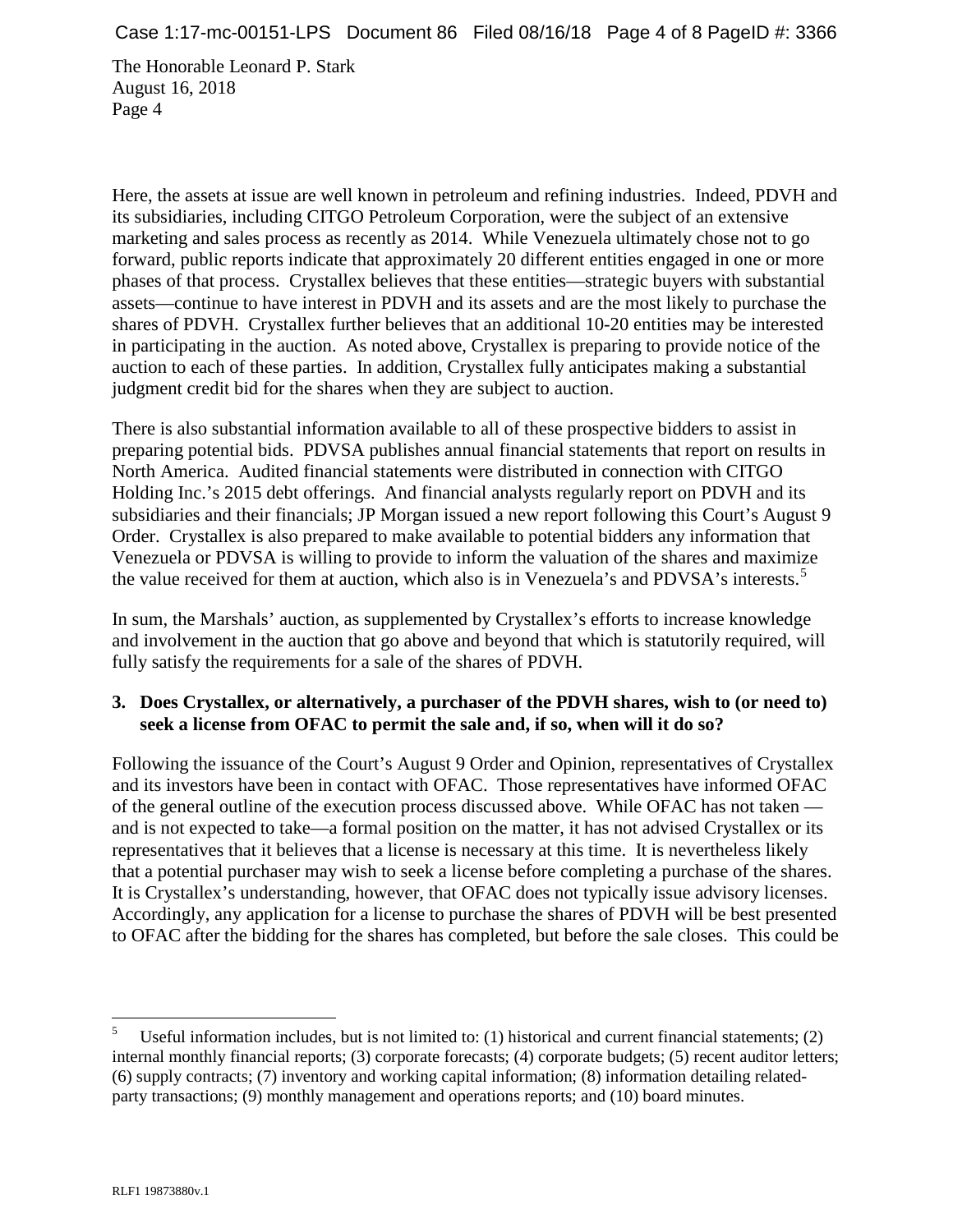The Honorable Leonard P. Stark
August 16, 2018
Page 4

Here, the assets at issue are well known in petroleum and refining industries. Indeed, PDVH and its subsidiaries, including CITGO Petroleum Corporation, were the subject of an extensive marketing and sales process as recently as 2014. While Venezuela ultimately chose not to go forward, public reports indicate that approximately 20 different entities engaged in one or more phases of that process. Crystallex believes that these entities—strategic buyers with substantial assets—continue to have interest in PDVH and its assets and are the most likely to purchase the shares of PDVH. Crystallex further believes that an additional 10-20 entities may be interested in participating in the auction. As noted above, Crystallex is preparing to provide notice of the auction to each of these parties. In addition, Crystallex fully anticipates making a substantial judgment credit bid for the shares when they are subject to auction.

There is also substantial information available to all of these prospective bidders to assist in preparing potential bids. PDVSA publishes annual financial statements that report on results in North America. Audited financial statements were distributed in connection with CITGO Holding Inc.'s 2015 debt offerings. And financial analysts regularly report on PDVH and its subsidiaries and their financials; JP Morgan issued a new report following this Court's August 9 Order. Crystallex is also prepared to make available to potential bidders any information that Venezuela or PDVSA is willing to provide to inform the valuation of the shares and maximize the value received for them at auction, which also is in Venezuela's and PDVSA's interests.[5]

In sum, the Marshals' auction, as supplemented by Crystallex's efforts to increase knowledge and involvement in the auction that go above and beyond that which is statutorily required, will fully satisfy the requirements for a sale of the shares of PDVH.

**3. Does Crystallex, or alternatively, a purchaser of the PDVH shares, wish to (or need to) seek a license from OFAC to permit the sale and, if so, when will it do so?**

Following the issuance of the Court's August 9 Order and Opinion, representatives of Crystallex and its investors have been in contact with OFAC. Those representatives have informed OFAC of the general outline of the execution process discussed above. While OFAC has not taken — and is not expected to take—a formal position on the matter, it has not advised Crystallex or its representatives that it believes that a license is necessary at this time. It is nevertheless likely that a potential purchaser may wish to seek a license before completing a purchase of the shares. It is Crystallex's understanding, however, that OFAC does not typically issue advisory licenses. Accordingly, any application for a license to purchase the shares of PDVH will be best presented to OFAC after the bidding for the shares has completed, but before the sale closes. This could be

---

[5] Useful information includes, but is not limited to: (1) historical and current financial statements; (2) internal monthly financial reports; (3) corporate forecasts; (4) corporate budgets; (5) recent auditor letters; (6) supply contracts; (7) inventory and working capital information; (8) information detailing related-party transactions; (9) monthly management and operations reports; and (10) board minutes.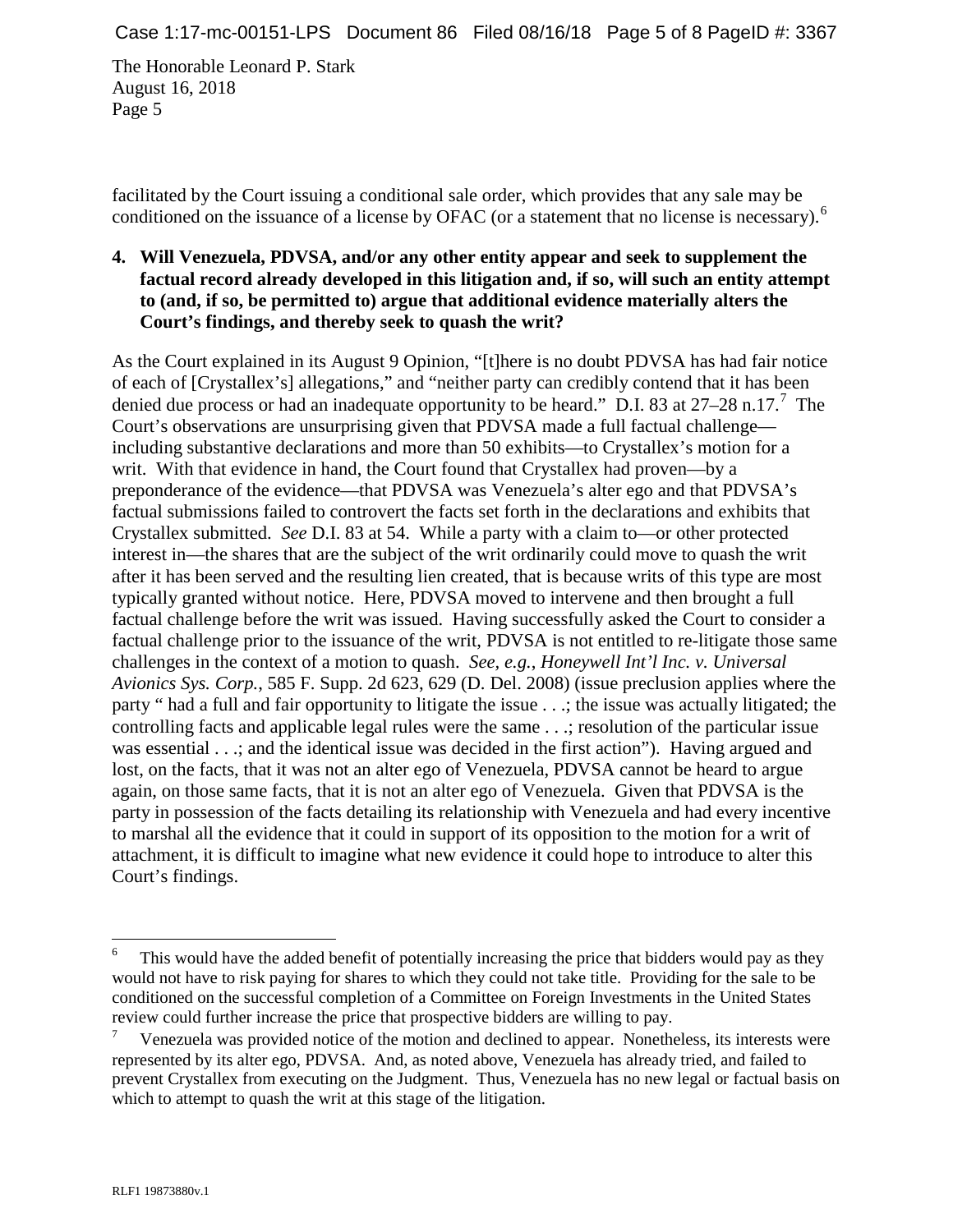facilitated by the Court issuing a conditional sale order, which provides that any sale may be conditioned on the issuance of a license by OFAC (or a statement that no license is necessary).[6]

**4. Will Venezuela, PDVSA, and/or any other entity appear and seek to supplement the factual record already developed in this litigation and, if so, will such an entity attempt to (and, if so, be permitted to) argue that additional evidence materially alters the Court's findings, and thereby seek to quash the writ?**

As the Court explained in its August 9 Opinion, "[t]here is no doubt PDVSA has had fair notice of each of [Crystallex's] allegations," and "neither party can credibly contend that it has been denied due process or had an inadequate opportunity to be heard." D.I. 83 at 27–28 n.17.[7] The Court's observations are unsurprising given that PDVSA made a full factual challenge—including substantive declarations and more than 50 exhibits—to Crystallex's motion for a writ. With that evidence in hand, the Court found that Crystallex had proven—by a preponderance of the evidence—that PDVSA was Venezuela's alter ego and that PDVSA's factual submissions failed to controvert the facts set forth in the declarations and exhibits that Crystallex submitted. *See* D.I. 83 at 54. While a party with a claim to—or other protected interest in—the shares that are the subject of the writ ordinarily could move to quash the writ after it has been served and the resulting lien created, that is because writs of this type are most typically granted without notice. Here, PDVSA moved to intervene and then brought a full factual challenge before the writ was issued. Having successfully asked the Court to consider a factual challenge prior to the issuance of the writ, PDVSA is not entitled to re-litigate those same challenges in the context of a motion to quash. *See, e.g.*, *Honeywell Int'l Inc. v. Universal Avionics Sys. Corp.*, 585 F. Supp. 2d 623, 629 (D. Del. 2008) (issue preclusion applies where the party " had a full and fair opportunity to litigate the issue . . .; the issue was actually litigated; the controlling facts and applicable legal rules were the same . . .; resolution of the particular issue was essential . . .; and the identical issue was decided in the first action"). Having argued and lost, on the facts, that it was not an alter ego of Venezuela, PDVSA cannot be heard to argue again, on those same facts, that it is not an alter ego of Venezuela. Given that PDVSA is the party in possession of the facts detailing its relationship with Venezuela and had every incentive to marshal all the evidence that it could in support of its opposition to the motion for a writ of attachment, it is difficult to imagine what new evidence it could hope to introduce to alter this Court's findings.

---

[6] This would have the added benefit of potentially increasing the price that bidders would pay as they would not have to risk paying for shares to which they could not take title. Providing for the sale to be conditioned on the successful completion of a Committee on Foreign Investments in the United States review could further increase the price that prospective bidders are willing to pay.

[7] Venezuela was provided notice of the motion and declined to appear. Nonetheless, its interests were represented by its alter ego, PDVSA. And, as noted above, Venezuela has already tried, and failed to prevent Crystallex from executing on the Judgment. Thus, Venezuela has no new legal or factual basis on which to attempt to quash the writ at this stage of the litigation.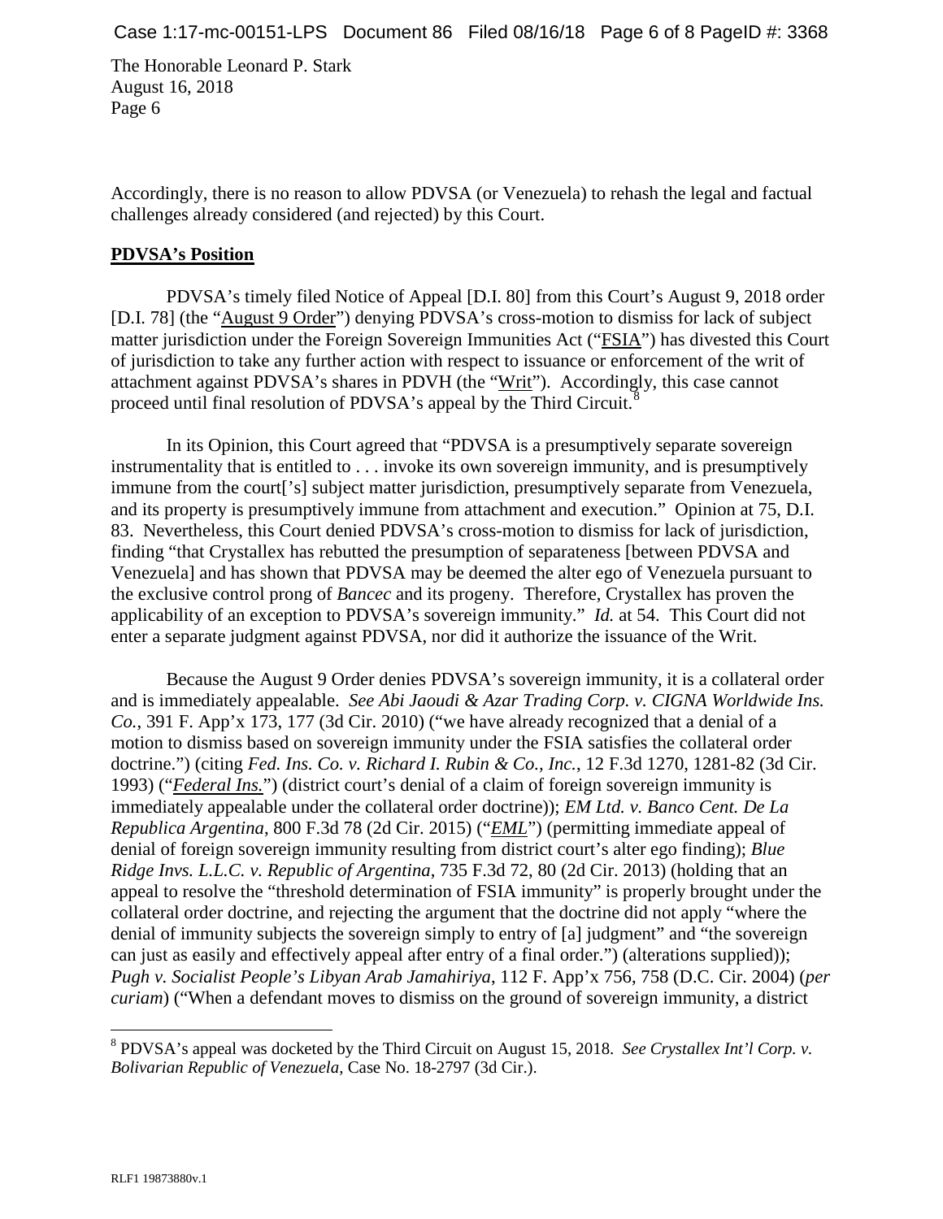The Honorable Leonard P. Stark
August 16, 2018
Page 6

Accordingly, there is no reason to allow PDVSA (or Venezuela) to rehash the legal and factual challenges already considered (and rejected) by this Court.

**PDVSA's Position**

PDVSA's timely filed Notice of Appeal [D.I. 80] from this Court's August 9, 2018 order [D.I. 78] (the "August 9 Order") denying PDVSA's cross-motion to dismiss for lack of subject matter jurisdiction under the Foreign Sovereign Immunities Act ("FSIA") has divested this Court of jurisdiction to take any further action with respect to issuance or enforcement of the writ of attachment against PDVSA's shares in PDVH (the "Writ"). Accordingly, this case cannot proceed until final resolution of PDVSA's appeal by the Third Circuit.[8]

In its Opinion, this Court agreed that "PDVSA is a presumptively separate sovereign instrumentality that is entitled to . . . invoke its own sovereign immunity, and is presumptively immune from the court['s] subject matter jurisdiction, presumptively separate from Venezuela, and its property is presumptively immune from attachment and execution." Opinion at 75, D.I. 83. Nevertheless, this Court denied PDVSA's cross-motion to dismiss for lack of jurisdiction, finding "that Crystallex has rebutted the presumption of separateness [between PDVSA and Venezuela] and has shown that PDVSA may be deemed the alter ego of Venezuela pursuant to the exclusive control prong of *Bancec* and its progeny. Therefore, Crystallex has proven the applicability of an exception to PDVSA's sovereign immunity." *Id.* at 54. This Court did not enter a separate judgment against PDVSA, nor did it authorize the issuance of the Writ.

Because the August 9 Order denies PDVSA's sovereign immunity, it is a collateral order and is immediately appealable. *See Abi Jaoudi & Azar Trading Corp. v. CIGNA Worldwide Ins. Co.*, 391 F. App'x 173, 177 (3d Cir. 2010) ("we have already recognized that a denial of a motion to dismiss based on sovereign immunity under the FSIA satisfies the collateral order doctrine.") (citing *Fed. Ins. Co. v. Richard I. Rubin & Co., Inc.*, 12 F.3d 1270, 1281-82 (3d Cir. 1993) ("*Federal Ins.*") (district court's denial of a claim of foreign sovereign immunity is immediately appealable under the collateral order doctrine)); *EM Ltd. v. Banco Cent. De La Republica Argentina*, 800 F.3d 78 (2d Cir. 2015) ("*EML*") (permitting immediate appeal of denial of foreign sovereign immunity resulting from district court's alter ego finding); *Blue Ridge Invs. L.L.C. v. Republic of Argentina*, 735 F.3d 72, 80 (2d Cir. 2013) (holding that an appeal to resolve the "threshold determination of FSIA immunity" is properly brought under the collateral order doctrine, and rejecting the argument that the doctrine did not apply "where the denial of immunity subjects the sovereign simply to entry of [a] judgment" and "the sovereign can just as easily and effectively appeal after entry of a final order.") (alterations supplied)); *Pugh v. Socialist People's Libyan Arab Jamahiriya*, 112 F. App'x 756, 758 (D.C. Cir. 2004) (*per curiam*) ("When a defendant moves to dismiss on the ground of sovereign immunity, a district

---

[8] PDVSA's appeal was docketed by the Third Circuit on August 15, 2018. *See Crystallex Int'l Corp. v. Bolivarian Republic of Venezuela*, Case No. 18-2797 (3d Cir.).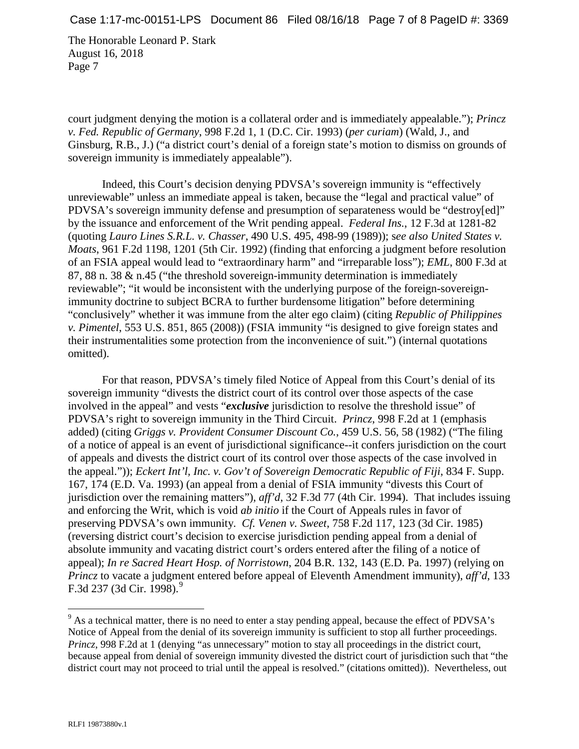court judgment denying the motion is a collateral order and is immediately appealable."); *Princz v. Fed. Republic of Germany*, 998 F.2d 1, 1 (D.C. Cir. 1993) (*per curiam*) (Wald, J., and Ginsburg, R.B., J.) ("a district court's denial of a foreign state's motion to dismiss on grounds of sovereign immunity is immediately appealable").

Indeed, this Court's decision denying PDVSA's sovereign immunity is "effectively unreviewable" unless an immediate appeal is taken, because the "legal and practical value" of PDVSA's sovereign immunity defense and presumption of separateness would be "destroy[ed]" by the issuance and enforcement of the Writ pending appeal. *Federal Ins.*, 12 F.3d at 1281-82 (quoting *Lauro Lines S.R.L. v. Chasser*, 490 U.S. 495, 498-99 (1989)); s*ee also United States v. Moats*, 961 F.2d 1198, 1201 (5th Cir. 1992) (finding that enforcing a judgment before resolution of an FSIA appeal would lead to "extraordinary harm" and "irreparable loss"); *EML*, 800 F.3d at 87, 88 n. 38 & n.45 ("the threshold sovereign-immunity determination is immediately reviewable"; "it would be inconsistent with the underlying purpose of the foreign-sovereign-immunity doctrine to subject BCRA to further burdensome litigation" before determining "conclusively" whether it was immune from the alter ego claim) (citing *Republic of Philippines v. Pimentel*, 553 U.S. 851, 865 (2008)) (FSIA immunity "is designed to give foreign states and their instrumentalities some protection from the inconvenience of suit.") (internal quotations omitted).

For that reason, PDVSA's timely filed Notice of Appeal from this Court's denial of its sovereign immunity "divests the district court of its control over those aspects of the case involved in the appeal" and vests "***exclusive*** jurisdiction to resolve the threshold issue" of PDVSA's right to sovereign immunity in the Third Circuit. *Princz*, 998 F.2d at 1 (emphasis added) (citing *Griggs v. Provident Consumer Discount Co.*, 459 U.S. 56, 58 (1982) ("The filing of a notice of appeal is an event of jurisdictional significance--it confers jurisdiction on the court of appeals and divests the district court of its control over those aspects of the case involved in the appeal.")); *Eckert Int'l, Inc. v. Gov't of Sovereign Democratic Republic of Fiji*, 834 F. Supp. 167, 174 (E.D. Va. 1993) (an appeal from a denial of FSIA immunity "divests this Court of jurisdiction over the remaining matters"), *aff'd*, 32 F.3d 77 (4th Cir. 1994). That includes issuing and enforcing the Writ, which is void *ab initio* if the Court of Appeals rules in favor of preserving PDVSA's own immunity. *Cf. Venen v. Sweet*, 758 F.2d 117, 123 (3d Cir. 1985) (reversing district court's decision to exercise jurisdiction pending appeal from a denial of absolute immunity and vacating district court's orders entered after the filing of a notice of appeal); *In re Sacred Heart Hosp. of Norristown*, 204 B.R. 132, 143 (E.D. Pa. 1997) (relying on *Princz* to vacate a judgment entered before appeal of Eleventh Amendment immunity), *aff'd*, 133 F.3d 237 (3d Cir. 1998).[9]

---

[9] As a technical matter, there is no need to enter a stay pending appeal, because the effect of PDVSA's Notice of Appeal from the denial of its sovereign immunity is sufficient to stop all further proceedings. *Princz*, 998 F.2d at 1 (denying "as unnecessary" motion to stay all proceedings in the district court, because appeal from denial of sovereign immunity divested the district court of jurisdiction such that "the district court may not proceed to trial until the appeal is resolved." (citations omitted)). Nevertheless, out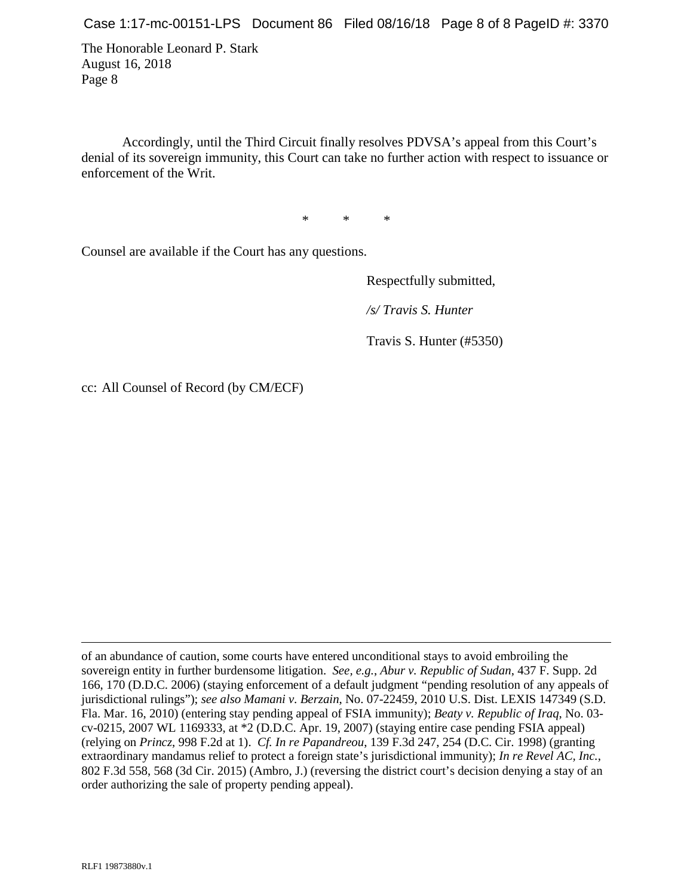The Honorable Leonard P. Stark
August 16, 2018
Page 8

Accordingly, until the Third Circuit finally resolves PDVSA's appeal from this Court's denial of its sovereign immunity, this Court can take no further action with respect to issuance or enforcement of the Writ.

\* \* \*

Counsel are available if the Court has any questions.

Respectfully submitted,

*/s/ Travis S. Hunter*

Travis S. Hunter (#5350)

cc: All Counsel of Record (by CM/ECF)

---

of an abundance of caution, some courts have entered unconditional stays to avoid embroiling the sovereign entity in further burdensome litigation. *See, e.g.*, *Abur v. Republic of Sudan*, 437 F. Supp. 2d 166, 170 (D.D.C. 2006) (staying enforcement of a default judgment "pending resolution of any appeals of jurisdictional rulings"); *see also Mamani v. Berzain*, No. 07-22459, 2010 U.S. Dist. LEXIS 147349 (S.D. Fla. Mar. 16, 2010) (entering stay pending appeal of FSIA immunity); *Beaty v. Republic of Iraq*, No. 03-cv-0215, 2007 WL 1169333, at \*2 (D.D.C. Apr. 19, 2007) (staying entire case pending FSIA appeal) (relying on *Princz*, 998 F.2d at 1). *Cf. In re Papandreou*, 139 F.3d 247, 254 (D.C. Cir. 1998) (granting extraordinary mandamus relief to protect a foreign state's jurisdictional immunity); *In re Revel AC, Inc.*, 802 F.3d 558, 568 (3d Cir. 2015) (Ambro, J.) (reversing the district court's decision denying a stay of an order authorizing the sale of property pending appeal).

RLF1 19873880v.1